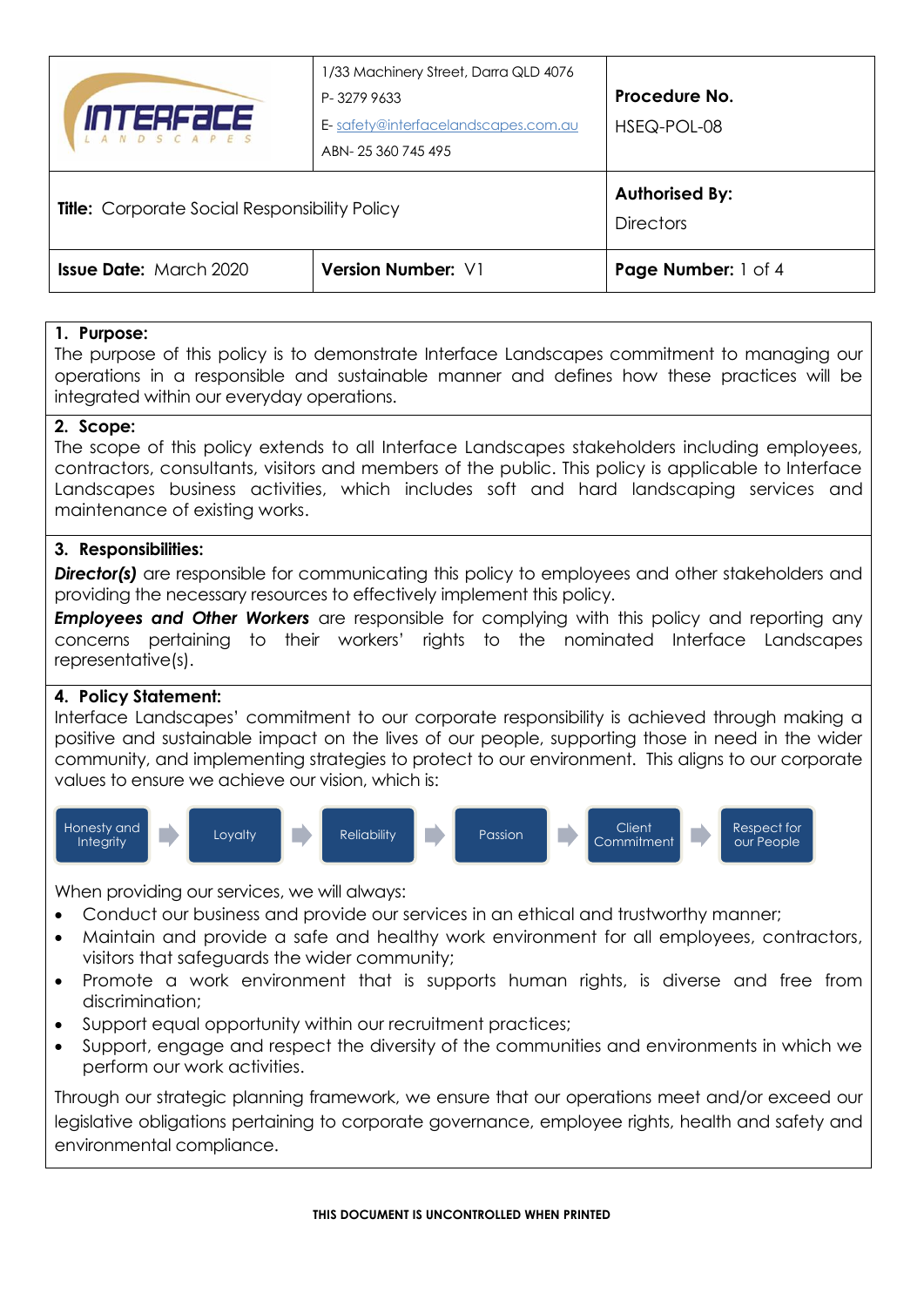| INTERFACE LANDSCAPES | 1/33 Machinery Street, Darra QLD 4076<br>P- 3279 9633<br>E- safety@interfacelandscapes.com.au<br>ABN- 25 360 745 495 | **Procedure No.**<br>HSEQ-POL-08 |
|---|---|---|
| **Title:** Corporate Social Responsibility Policy | | **Authorised By:**<br>Directors |
| **Issue Date:** March 2020 | **Version Number:** V1 | **Page Number:** 1 of 4 |

## 1. Purpose:

The purpose of this policy is to demonstrate Interface Landscapes commitment to managing our operations in a responsible and sustainable manner and defines how these practices will be integrated within our everyday operations.

## 2. Scope:

The scope of this policy extends to all Interface Landscapes stakeholders including employees, contractors, consultants, visitors and members of the public. This policy is applicable to Interface Landscapes business activities, which includes soft and hard landscaping services and maintenance of existing works.

## 3. Responsibilities:

***Director(s)*** are responsible for communicating this policy to employees and other stakeholders and providing the necessary resources to effectively implement this policy.

***Employees and Other Workers*** are responsible for complying with this policy and reporting any concerns pertaining to their workers' rights to the nominated Interface Landscapes representative(s).

## 4. Policy Statement:

Interface Landscapes' commitment to our corporate responsibility is achieved through making a positive and sustainable impact on the lives of our people, supporting those in need in the wider community, and implementing strategies to protect to our environment. This aligns to our corporate values to ensure we achieve our vision, which is:

Honesty and Integrity → Loyalty → Reliability → Passion → Client Commitment → Respect for our People

When providing our services, we will always:

- Conduct our business and provide our services in an ethical and trustworthy manner;
- Maintain and provide a safe and healthy work environment for all employees, contractors, visitors that safeguards the wider community;
- Promote a work environment that is supports human rights, is diverse and free from discrimination;
- Support equal opportunity within our recruitment practices;
- Support, engage and respect the diversity of the communities and environments in which we perform our work activities.

Through our strategic planning framework, we ensure that our operations meet and/or exceed our legislative obligations pertaining to corporate governance, employee rights, health and safety and environmental compliance.

THIS DOCUMENT IS UNCONTROLLED WHEN PRINTED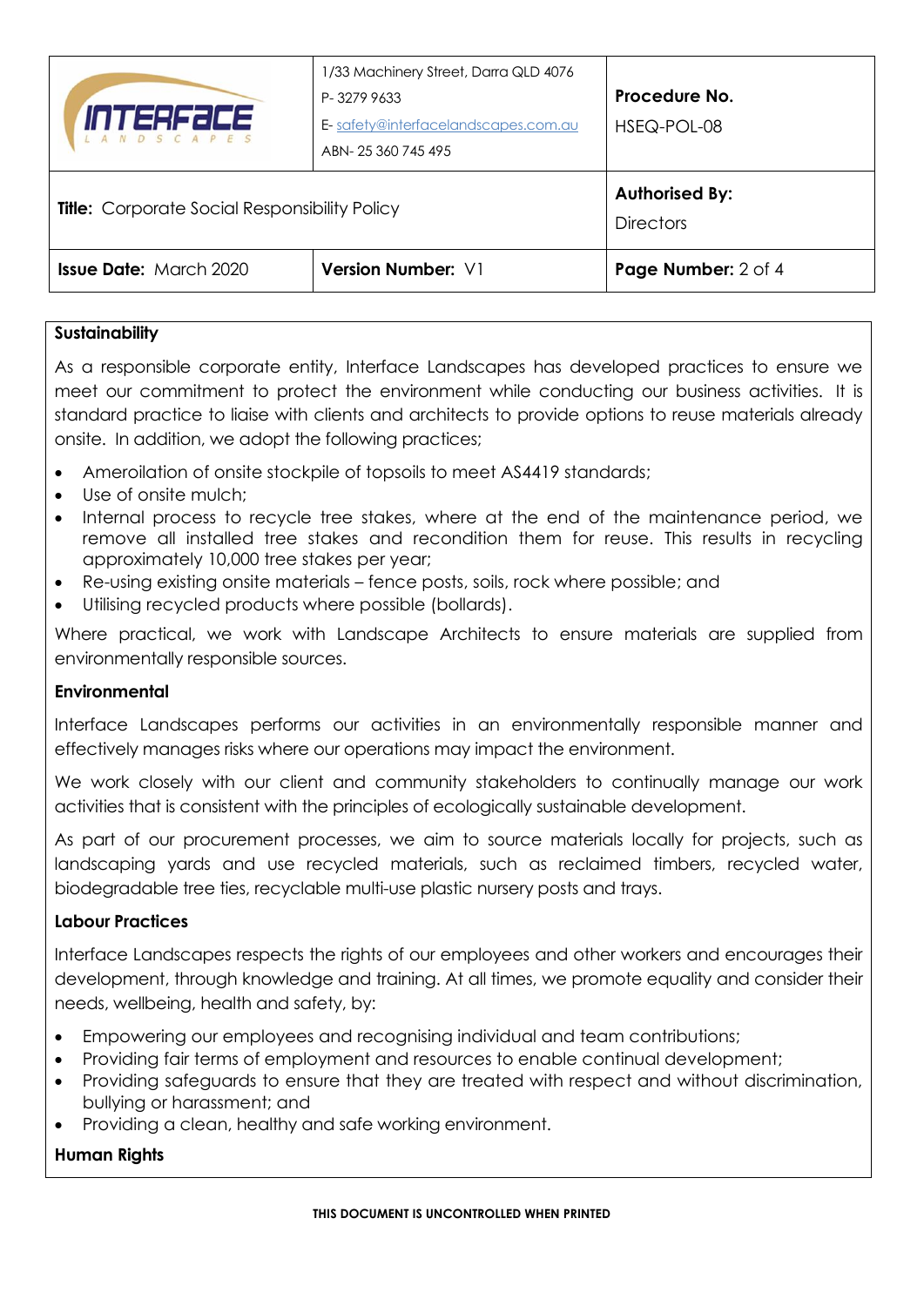**Sustainability**

As a responsible corporate entity, Interface Landscapes has developed practices to ensure we meet our commitment to protect the environment while conducting our business activities. It is standard practice to liaise with clients and architects to provide options to reuse materials already onsite. In addition, we adopt the following practices;

- Ameroilation of onsite stockpile of topsoils to meet AS4419 standards;
- Use of onsite mulch;
- Internal process to recycle tree stakes, where at the end of the maintenance period, we remove all installed tree stakes and recondition them for reuse. This results in recycling approximately 10,000 tree stakes per year;
- Re-using existing onsite materials – fence posts, soils, rock where possible; and
- Utilising recycled products where possible (bollards).

Where practical, we work with Landscape Architects to ensure materials are supplied from environmentally responsible sources.

**Environmental**

Interface Landscapes performs our activities in an environmentally responsible manner and effectively manages risks where our operations may impact the environment.

We work closely with our client and community stakeholders to continually manage our work activities that is consistent with the principles of ecologically sustainable development.

As part of our procurement processes, we aim to source materials locally for projects, such as landscaping yards and use recycled materials, such as reclaimed timbers, recycled water, biodegradable tree ties, recyclable multi-use plastic nursery posts and trays.

**Labour Practices**

Interface Landscapes respects the rights of our employees and other workers and encourages their development, through knowledge and training. At all times, we promote equality and consider their needs, wellbeing, health and safety, by:

- Empowering our employees and recognising individual and team contributions;
- Providing fair terms of employment and resources to enable continual development;
- Providing safeguards to ensure that they are treated with respect and without discrimination, bullying or harassment; and
- Providing a clean, healthy and safe working environment.

**Human Rights**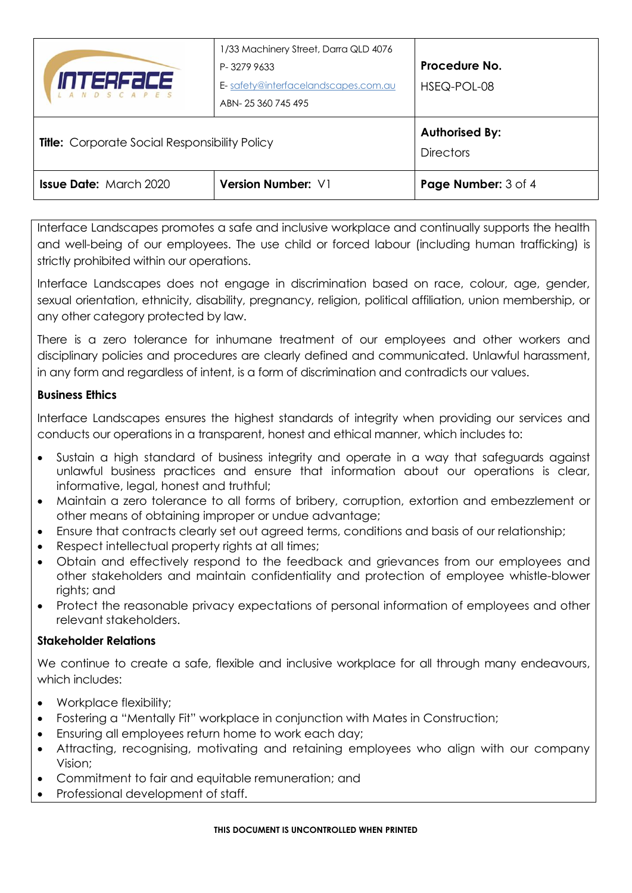Interface Landscapes promotes a safe and inclusive workplace and continually supports the health and well-being of our employees. The use child or forced labour (including human trafficking) is strictly prohibited within our operations.

Interface Landscapes does not engage in discrimination based on race, colour, age, gender, sexual orientation, ethnicity, disability, pregnancy, religion, political affiliation, union membership, or any other category protected by law.

There is a zero tolerance for inhumane treatment of our employees and other workers and disciplinary policies and procedures are clearly defined and communicated. Unlawful harassment, in any form and regardless of intent, is a form of discrimination and contradicts our values.

**Business Ethics**

Interface Landscapes ensures the highest standards of integrity when providing our services and conducts our operations in a transparent, honest and ethical manner, which includes to:

- Sustain a high standard of business integrity and operate in a way that safeguards against unlawful business practices and ensure that information about our operations is clear, informative, legal, honest and truthful;
- Maintain a zero tolerance to all forms of bribery, corruption, extortion and embezzlement or other means of obtaining improper or undue advantage;
- Ensure that contracts clearly set out agreed terms, conditions and basis of our relationship;
- Respect intellectual property rights at all times;
- Obtain and effectively respond to the feedback and grievances from our employees and other stakeholders and maintain confidentiality and protection of employee whistle-blower rights; and
- Protect the reasonable privacy expectations of personal information of employees and other relevant stakeholders.

**Stakeholder Relations**

We continue to create a safe, flexible and inclusive workplace for all through many endeavours, which includes:

- Workplace flexibility;
- Fostering a "Mentally Fit" workplace in conjunction with Mates in Construction;
- Ensuring all employees return home to work each day;
- Attracting, recognising, motivating and retaining employees who align with our company Vision;
- Commitment to fair and equitable remuneration; and
- Professional development of staff.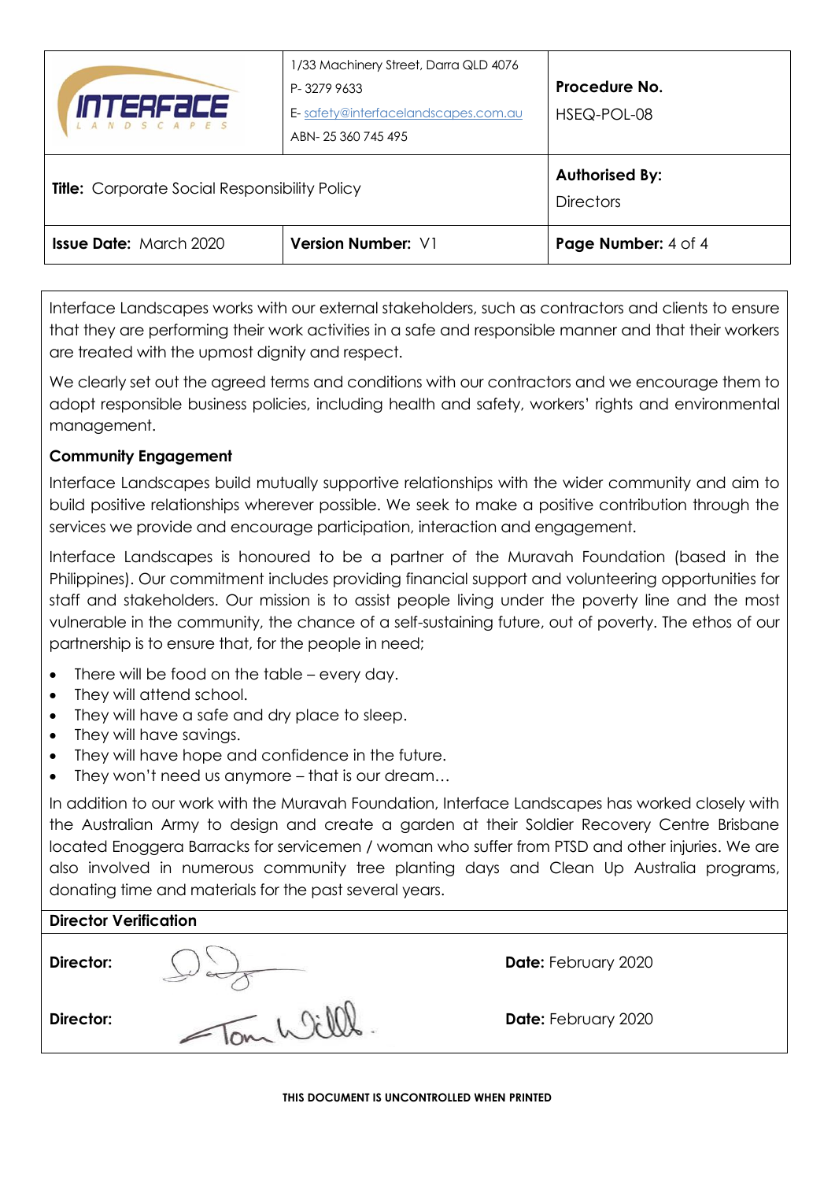| | | |
|---|---|---|
| INTERFACE LANDSCAPES | 1/33 Machinery Street, Darra QLD 4076<br>P- 3279 9633<br>E- safety@interfacelandscapes.com.au<br>ABN- 25 360 745 495 | **Procedure No.**<br>HSEQ-POL-08 |
| **Title:** Corporate Social Responsibility Policy | | **Authorised By:**<br>Directors |
| **Issue Date:** March 2020 | **Version Number:** V1 | **Page Number:** 4 of 4 |

Interface Landscapes works with our external stakeholders, such as contractors and clients to ensure that they are performing their work activities in a safe and responsible manner and that their workers are treated with the upmost dignity and respect.

We clearly set out the agreed terms and conditions with our contractors and we encourage them to adopt responsible business policies, including health and safety, workers' rights and environmental management.

**Community Engagement**

Interface Landscapes build mutually supportive relationships with the wider community and aim to build positive relationships wherever possible. We seek to make a positive contribution through the services we provide and encourage participation, interaction and engagement.

Interface Landscapes is honoured to be a partner of the Muravah Foundation (based in the Philippines). Our commitment includes providing financial support and volunteering opportunities for staff and stakeholders. Our mission is to assist people living under the poverty line and the most vulnerable in the community, the chance of a self-sustaining future, out of poverty. The ethos of our partnership is to ensure that, for the people in need;

- There will be food on the table – every day.
- They will attend school.
- They will have a safe and dry place to sleep.
- They will have savings.
- They will have hope and confidence in the future.
- They won't need us anymore – that is our dream…

In addition to our work with the Muravah Foundation, Interface Landscapes has worked closely with the Australian Army to design and create a garden at their Soldier Recovery Centre Brisbane located Enoggera Barracks for servicemen / woman who suffer from PTSD and other injuries. We are also involved in numerous community tree planting days and Clean Up Australia programs, donating time and materials for the past several years.

**Director Verification**

| | | |
|---|---|---|
| **Director:** | [signature] | **Date:** February 2020 |
| **Director:** | [signature] | **Date:** February 2020 |

THIS DOCUMENT IS UNCONTROLLED WHEN PRINTED